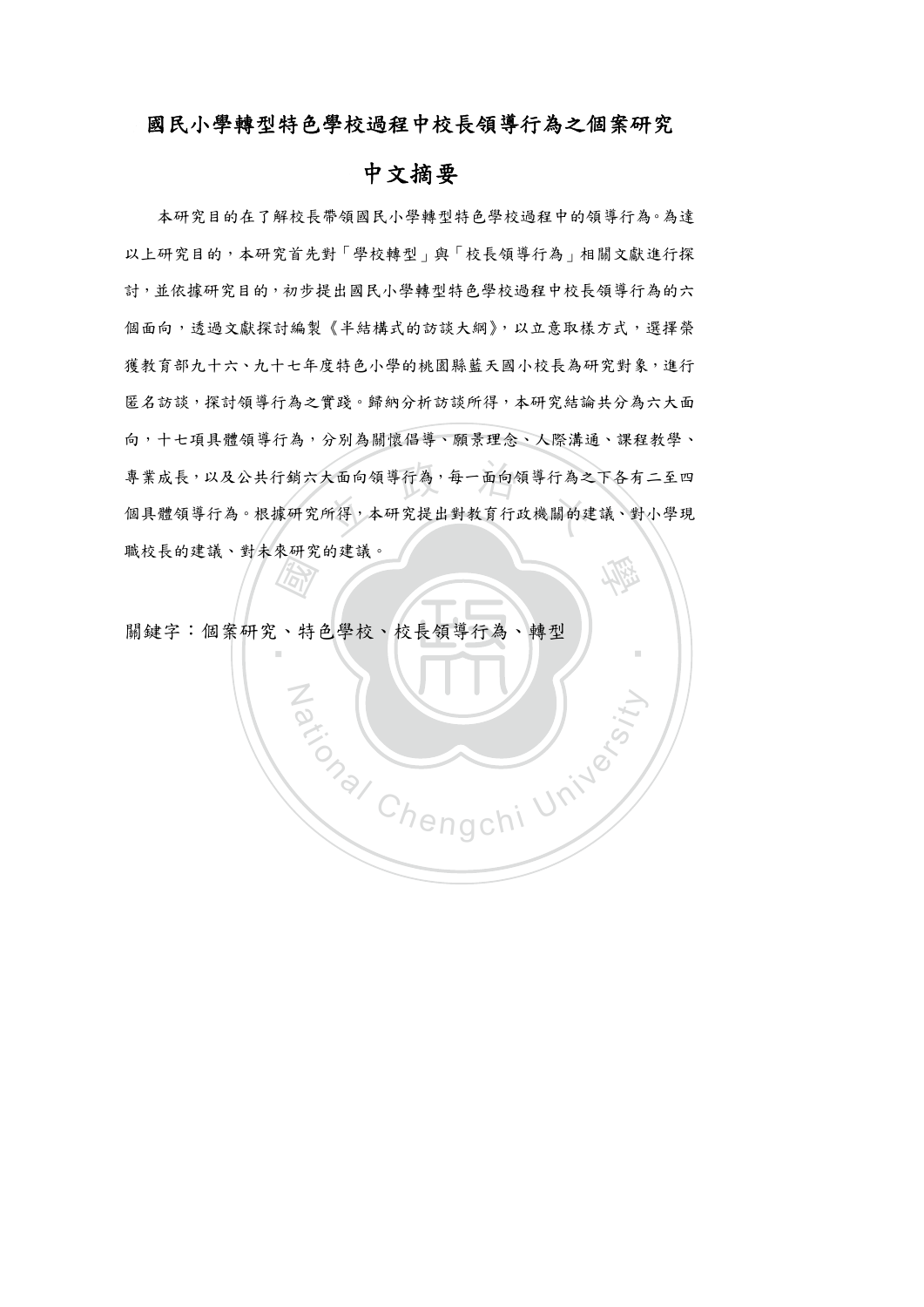# 國民小學轉型特色學校過程中校長領導行為之個案研究

## 中文摘要

本研究目的在了解校長帶領國民小學轉型特色學校過程中的領導行為。為達以上研究目的，本研究首先對「學校轉型」與「校長領導行為」相關文獻進行探討，並依據研究目的，初步提出國民小學轉型特色學校過程中校長領導行為的六個面向，透過文獻探討編製《半結構式的訪談大綱》，以立意取樣方式，選擇榮獲教育部九十六、九十七年度特色小學的桃園縣藍天國小校長為研究對象，進行匿名訪談，探討領導行為之實踐。歸納分析訪談所得，本研究結論共分為六大面向，十七項具體領導行為，分別為關懷倡導、願景理念、人際溝通、課程教學、專業成長，以及公共行銷六大面向領導行為，每一面向領導行為之下各有二至四個具體領導行為。根據研究所得，本研究提出對教育行政機關的建議、對小學現職校長的建議、對未來研究的建議。

關鍵字：個案研究、特色學校、校長領導行為、轉型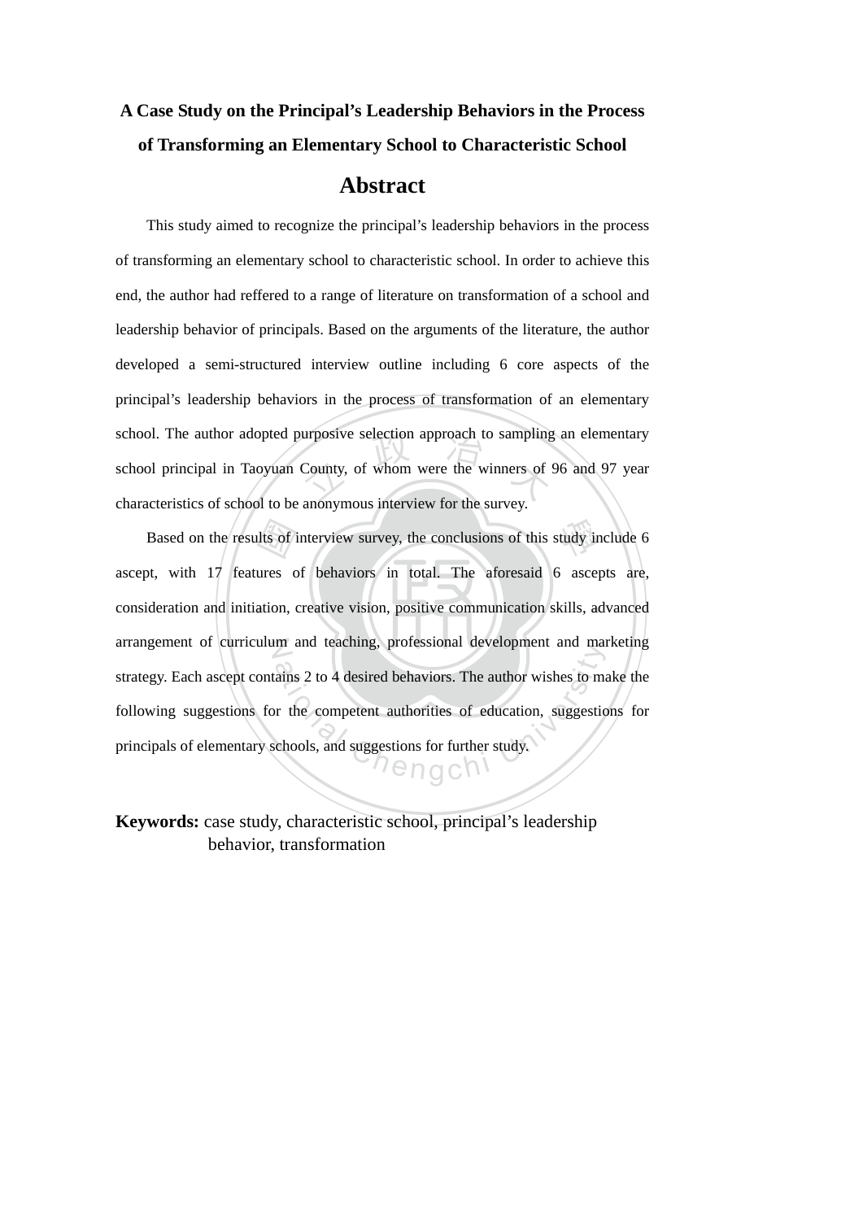**A Case Study on the Principal's Leadership Behaviors in the Process of Transforming an Elementary School to Characteristic School**

# Abstract

This study aimed to recognize the principal's leadership behaviors in the process of transforming an elementary school to characteristic school. In order to achieve this end, the author had reffered to a range of literature on transformation of a school and leadership behavior of principals. Based on the arguments of the literature, the author developed a semi-structured interview outline including 6 core aspects of the principal's leadership behaviors in the process of transformation of an elementary school. The author adopted purposive selection approach to sampling an elementary school principal in Taoyuan County, of whom were the winners of 96 and 97 year characteristics of school to be anonymous interview for the survey.

Based on the results of interview survey, the conclusions of this study include 6 ascept, with 17 features of behaviors in total. The aforesaid 6 ascepts are, consideration and initiation, creative vision, positive communication skills, advanced arrangement of curriculum and teaching, professional development and marketing strategy. Each ascept contains 2 to 4 desired behaviors. The author wishes to make the following suggestions for the competent authorities of education, suggestions for principals of elementary schools, and suggestions for further study.

**Keywords:** case study, characteristic school, principal's leadership behavior, transformation